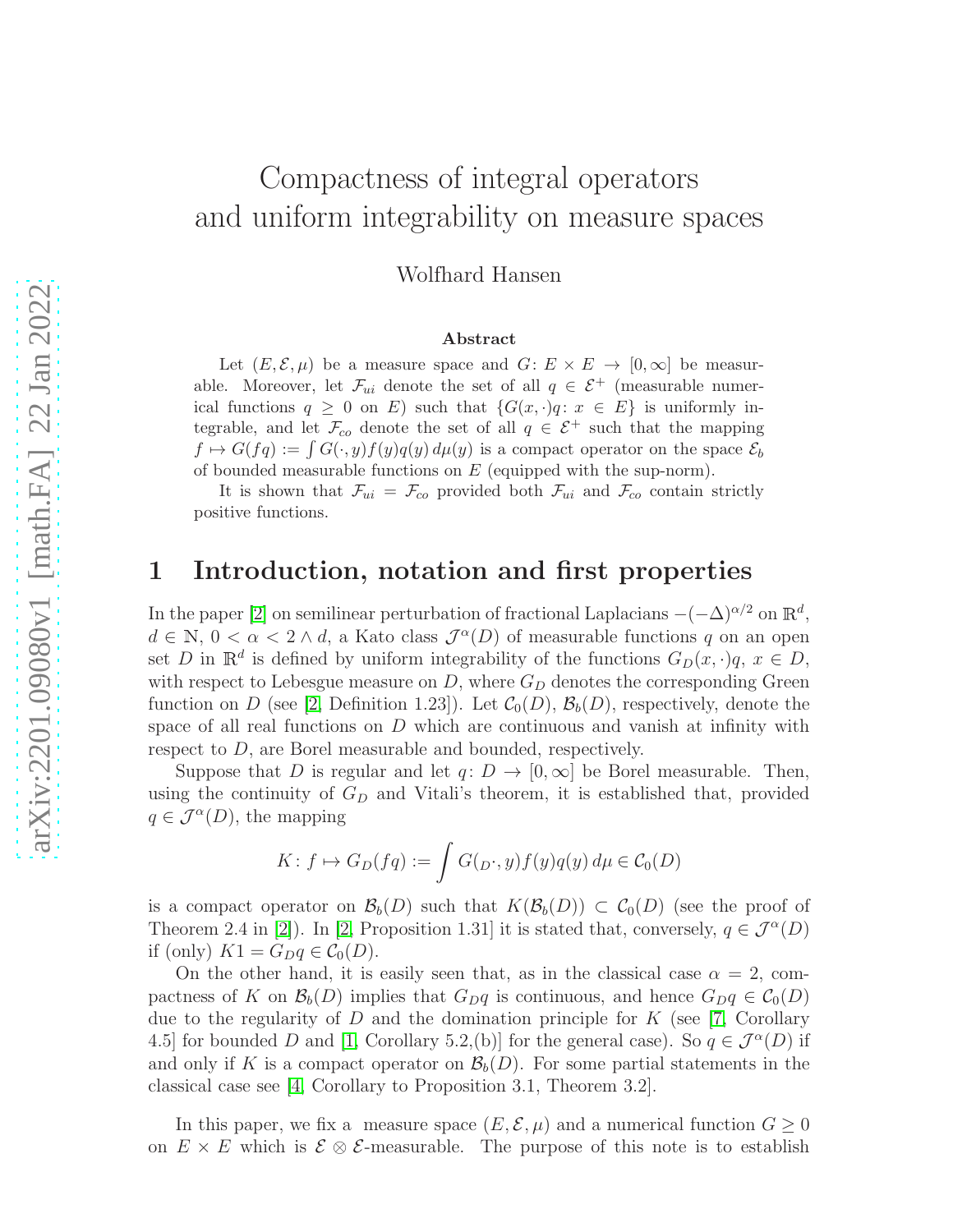# Compactness of integral operators and uniform integrability on measure spaces

Wolfhard Hansen

### Abstract

Let $(E, \mathcal{E}, \mu)$ be a measure space and $G\colon E \times E \to [0, \infty]$ be measurable. Moreover, let $\mathcal{F}_{ui}$ denote the set of all $q \in \mathcal{E}^+$ (measurable numerical functions $q \geq 0$ on $E$) such that $\{G(x, \cdot)q\colon x \in E\}$ is uniformly integrable, and let $\mathcal{F}_{co}$ denote the set of all $q \in \mathcal{E}^+$ such that the mapping $f \mapsto G(fq) := \int G(\cdot, y) f(y) q(y)\, d\mu(y)$ is a compact operator on the space $\mathcal{E}_b$ of bounded measurable functions on $E$ (equipped with the sup-norm).

It is shown that $\mathcal{F}_{ui} = \mathcal{F}_{co}$ provided both $\mathcal{F}_{ui}$ and $\mathcal{F}_{co}$ contain strictly positive functions.

## 1 Introduction, notation and first properties

In the paper [2] on semilinear perturbation of fractional Laplacians $-(-\Delta)^{\alpha/2}$ on $\mathbb{R}^d$, $d \in \mathbb{N}$, $0 < \alpha < 2 \wedge d$, a Kato class $\mathcal{J}^\alpha(D)$ of measurable functions $q$ on an open set $D$ in $\mathbb{R}^d$ is defined by uniform integrability of the functions $G_D(x, \cdot)q$, $x \in D$, with respect to Lebesgue measure on $D$, where $G_D$ denotes the corresponding Green function on $D$ (see [2, Definition 1.23]). Let $\mathcal{C}_0(D)$, $\mathcal{B}_b(D)$, respectively, denote the space of all real functions on $D$ which are continuous and vanish at infinity with respect to $D$, are Borel measurable and bounded, respectively.

Suppose that $D$ is regular and let $q\colon D \to [0, \infty]$ be Borel measurable. Then, using the continuity of $G_D$ and Vitali's theorem, it is established that, provided $q \in \mathcal{J}^\alpha(D)$, the mapping

$$K\colon f \mapsto G_D(fq) := \int G(_D\cdot, y) f(y) q(y)\, d\mu \in \mathcal{C}_0(D)$$

is a compact operator on $\mathcal{B}_b(D)$ such that $K(\mathcal{B}_b(D)) \subset \mathcal{C}_0(D)$ (see the proof of Theorem 2.4 in [2]). In [2, Proposition 1.31] it is stated that, conversely, $q \in \mathcal{J}^\alpha(D)$ if (only) $K1 = G_D q \in \mathcal{C}_0(D)$.

On the other hand, it is easily seen that, as in the classical case $\alpha = 2$, compactness of $K$ on $\mathcal{B}_b(D)$ implies that $G_D q$ is continuous, and hence $G_D q \in \mathcal{C}_0(D)$ due to the regularity of $D$ and the domination principle for $K$ (see [7, Corollary 4.5] for bounded $D$ and [1, Corollary 5.2,(b)] for the general case). So $q \in \mathcal{J}^\alpha(D)$ if and only if $K$ is a compact operator on $\mathcal{B}_b(D)$. For some partial statements in the classical case see [4, Corollary to Proposition 3.1, Theorem 3.2].

In this paper, we fix a measure space $(E, \mathcal{E}, \mu)$ and a numerical function $G \geq 0$ on $E \times E$ which is $\mathcal{E} \otimes \mathcal{E}$-measurable. The purpose of this note is to establish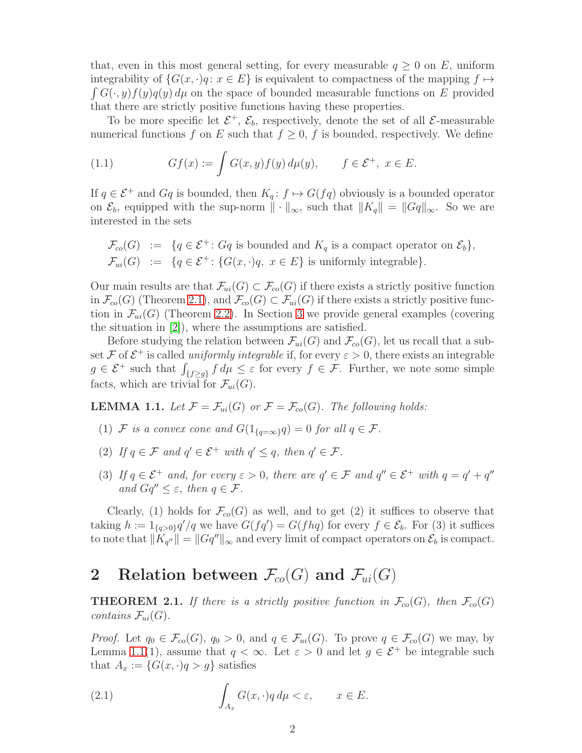that, even in this most general setting, for every measurable $q \geq 0$ on $E$, uniform integrability of $\{G(x,\cdot)q \colon x \in E\}$ is equivalent to compactness of the mapping $f \mapsto \int G(\cdot, y) f(y) q(y)\, d\mu$ on the space of bounded measurable functions on $E$ provided that there are strictly positive functions having these properties.

To be more specific let $\mathcal{E}^+$, $\mathcal{E}_b$, respectively, denote the set of all $\mathcal{E}$-measurable numerical functions $f$ on $E$ such that $f \geq 0$, $f$ is bounded, respectively. We define

$$Gf(x) := \int G(x,y) f(y)\, d\mu(y), \qquad f \in \mathcal{E}^+,\ x \in E. \tag{1.1}$$

If $q \in \mathcal{E}^+$ and $Gq$ is bounded, then $K_q \colon f \mapsto G(fq)$ obviously is a bounded operator on $\mathcal{E}_b$, equipped with the sup-norm $\|\cdot\|_\infty$, such that $\|K_q\| = \|Gq\|_\infty$. So we are interested in the sets

$$\begin{aligned} \mathcal{F}_{co}(G) &:= \{q \in \mathcal{E}^+ \colon Gq \text{ is bounded and } K_q \text{ is a compact operator on } \mathcal{E}_b\}, \\ \mathcal{F}_{ui}(G) &:= \{q \in \mathcal{E}^+ \colon \{G(x,\cdot)q,\ x \in E\} \text{ is uniformly integrable}\}. \end{aligned}$$

Our main results are that $\mathcal{F}_{ui}(G) \subset \mathcal{F}_{co}(G)$ if there exists a strictly positive function in $\mathcal{F}_{co}(G)$ (Theorem 2.1), and $\mathcal{F}_{co}(G) \subset \mathcal{F}_{ui}(G)$ if there exists a strictly positive function in $\mathcal{F}_{ui}(G)$ (Theorem 2.2). In Section 3 we provide general examples (covering the situation in [2]), where the assumptions are satisfied.

Before studying the relation between $\mathcal{F}_{ui}(G)$ and $\mathcal{F}_{co}(G)$, let us recall that a subset $\mathcal{F}$ of $\mathcal{E}^+$ is called *uniformly integrable* if, for every $\varepsilon > 0$, there exists an integrable $g \in \mathcal{E}^+$ such that $\int_{\{f \geq g\}} f\, d\mu \leq \varepsilon$ for every $f \in \mathcal{F}$. Further, we note some simple facts, which are trivial for $\mathcal{F}_{ui}(G)$.

**LEMMA 1.1.** *Let $\mathcal{F} = \mathcal{F}_{ui}(G)$ or $\mathcal{F} = \mathcal{F}_{co}(G)$. The following holds:*

1. *$\mathcal{F}$ is a convex cone and $G(1_{\{q=\infty\}} q) = 0$ for all $q \in \mathcal{F}$.*
2. *If $q \in \mathcal{F}$ and $q' \in \mathcal{E}^+$ with $q' \leq q$, then $q' \in \mathcal{F}$.*
3. *If $q \in \mathcal{E}^+$ and, for every $\varepsilon > 0$, there are $q' \in \mathcal{F}$ and $q'' \in \mathcal{E}^+$ with $q = q' + q''$ and $Gq'' \leq \varepsilon$, then $q \in \mathcal{F}$.*

Clearly, (1) holds for $\mathcal{F}_{co}(G)$ as well, and to get (2) it suffices to observe that taking $h := 1_{\{q>0\}} q'/q$ we have $G(fq') = G(fhq)$ for every $f \in \mathcal{E}_b$. For (3) it suffices to note that $\|K_{q''}\| = \|Gq''\|_\infty$ and every limit of compact operators on $\mathcal{E}_b$ is compact.

## 2 Relation between $\mathcal{F}_{co}(G)$ and $\mathcal{F}_{ui}(G)$

**THEOREM 2.1.** *If there is a strictly positive function in $\mathcal{F}_{co}(G)$, then $\mathcal{F}_{co}(G)$ contains $\mathcal{F}_{ui}(G)$.*

*Proof.* Let $q_0 \in \mathcal{F}_{co}(G)$, $q_0 > 0$, and $q \in \mathcal{F}_{ui}(G)$. To prove $q \in \mathcal{F}_{co}(G)$ we may, by Lemma 1.1(1), assume that $q < \infty$. Let $\varepsilon > 0$ and let $g \in \mathcal{E}^+$ be integrable such that $A_x := \{G(x,\cdot)q > g\}$ satisfies

$$\int_{A_x} G(x,\cdot) q\, d\mu < \varepsilon, \qquad x \in E. \tag{2.1}$$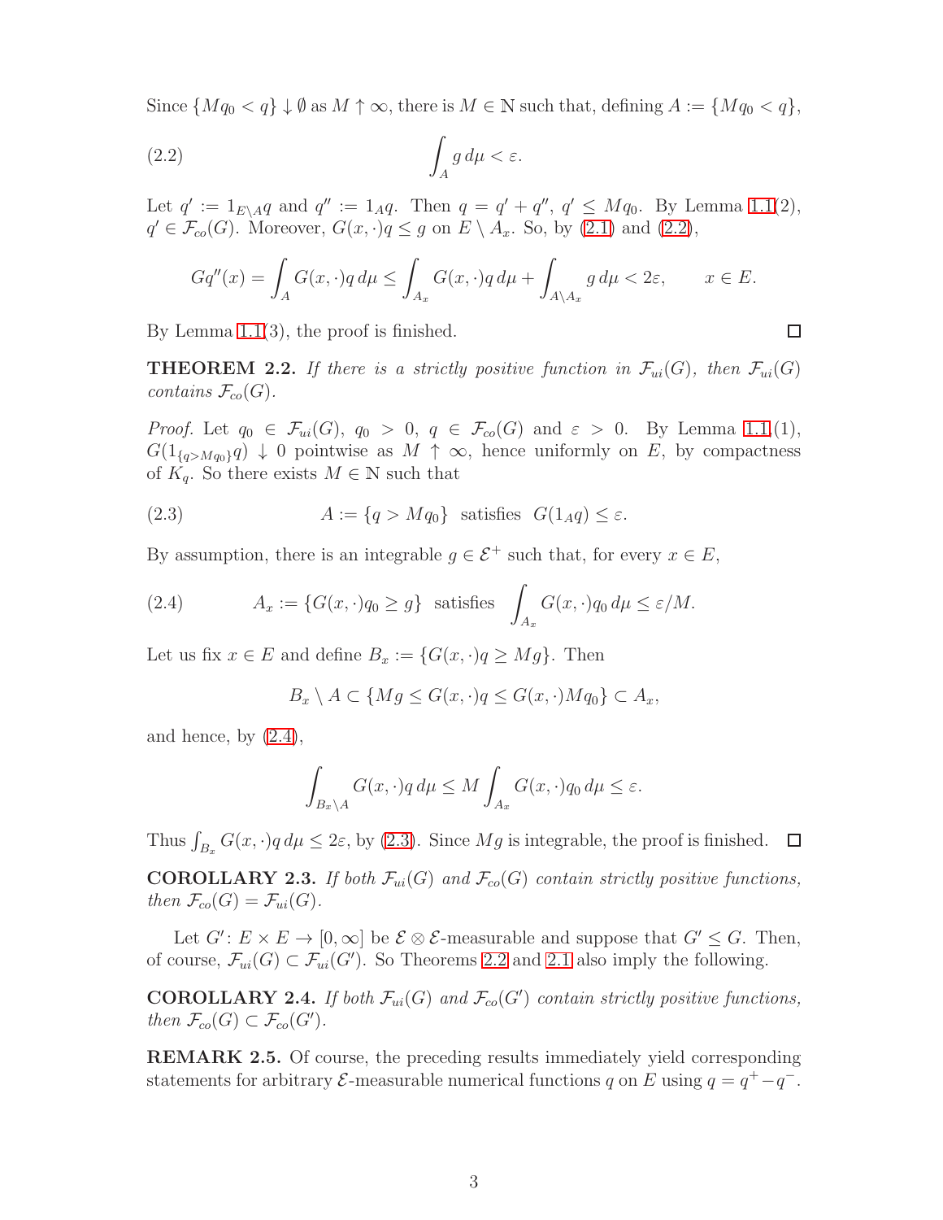Since $\{Mq_0 < q\} \downarrow \emptyset$ as $M \uparrow \infty$, there is $M \in \mathbb{N}$ such that, defining $A := \{Mq_0 < q\}$,

$$\int_A g\, d\mu < \varepsilon. \tag{2.2}$$

Let $q' := 1_{E \setminus A} q$ and $q'' := 1_A q$. Then $q = q' + q''$, $q' \le Mq_0$. By Lemma 1.1(2), $q' \in \mathcal{F}_{co}(G)$. Moreover, $G(x,\cdot)q \le g$ on $E \setminus A_x$. So, by (2.1) and (2.2),

$$Gq''(x) = \int_A G(x,\cdot)q\, d\mu \le \int_{A_x} G(x,\cdot) q\, d\mu + \int_{A \setminus A_x} g\, d\mu < 2\varepsilon, \qquad x \in E.$$

By Lemma 1.1(3), the proof is finished. □

**THEOREM 2.2.** *If there is a strictly positive function in $\mathcal{F}_{ui}(G)$, then $\mathcal{F}_{ui}(G)$ contains $\mathcal{F}_{co}(G)$.*

*Proof.* Let $q_0 \in \mathcal{F}_{ui}(G)$, $q_0 > 0$, $q \in \mathcal{F}_{co}(G)$ and $\varepsilon > 0$. By Lemma 1.1(1), $G(1_{\{q > Mq_0\}} q) \downarrow 0$ pointwise as $M \uparrow \infty$, hence uniformly on $E$, by compactness of $K_q$. So there exists $M \in \mathbb{N}$ such that

$$A := \{q > Mq_0\} \ \text{ satisfies } \ G(1_A q) \le \varepsilon. \tag{2.3}$$

By assumption, there is an integrable $g \in \mathcal{E}^+$ such that, for every $x \in E$,

$$A_x := \{G(x,\cdot)q_0 \ge g\} \ \text{ satisfies } \ \int_{A_x} G(x,\cdot) q_0\, d\mu \le \varepsilon/M. \tag{2.4}$$

Let us fix $x \in E$ and define $B_x := \{G(x,\cdot) q \ge Mg\}$. Then

$$B_x \setminus A \subset \{Mg \le G(x,\cdot)q \le G(x,\cdot)Mq_0\} \subset A_x,$$

and hence, by (2.4),

$$\int_{B_x \setminus A} G(x,\cdot) q\, d\mu \le M \int_{A_x} G(x,\cdot) q_0\, d\mu \le \varepsilon.$$

Thus $\int_{B_x} G(x,\cdot)q\, d\mu \le 2\varepsilon$, by (2.3). Since $Mg$ is integrable, the proof is finished. □

**COROLLARY 2.3.** *If both $\mathcal{F}_{ui}(G)$ and $\mathcal{F}_{co}(G)$ contain strictly positive functions, then $\mathcal{F}_{co}(G) = \mathcal{F}_{ui}(G)$.*

Let $G' \colon E \times E \to [0,\infty]$ be $\mathcal{E} \otimes \mathcal{E}$-measurable and suppose that $G' \le G$. Then, of course, $\mathcal{F}_{ui}(G) \subset \mathcal{F}_{ui}(G')$. So Theorems 2.2 and 2.1 also imply the following.

**COROLLARY 2.4.** *If both $\mathcal{F}_{ui}(G)$ and $\mathcal{F}_{co}(G')$ contain strictly positive functions, then $\mathcal{F}_{co}(G) \subset \mathcal{F}_{co}(G')$.*

**REMARK 2.5.** Of course, the preceding results immediately yield corresponding statements for arbitrary $\mathcal{E}$-measurable numerical functions $q$ on $E$ using $q = q^+ - q^-$.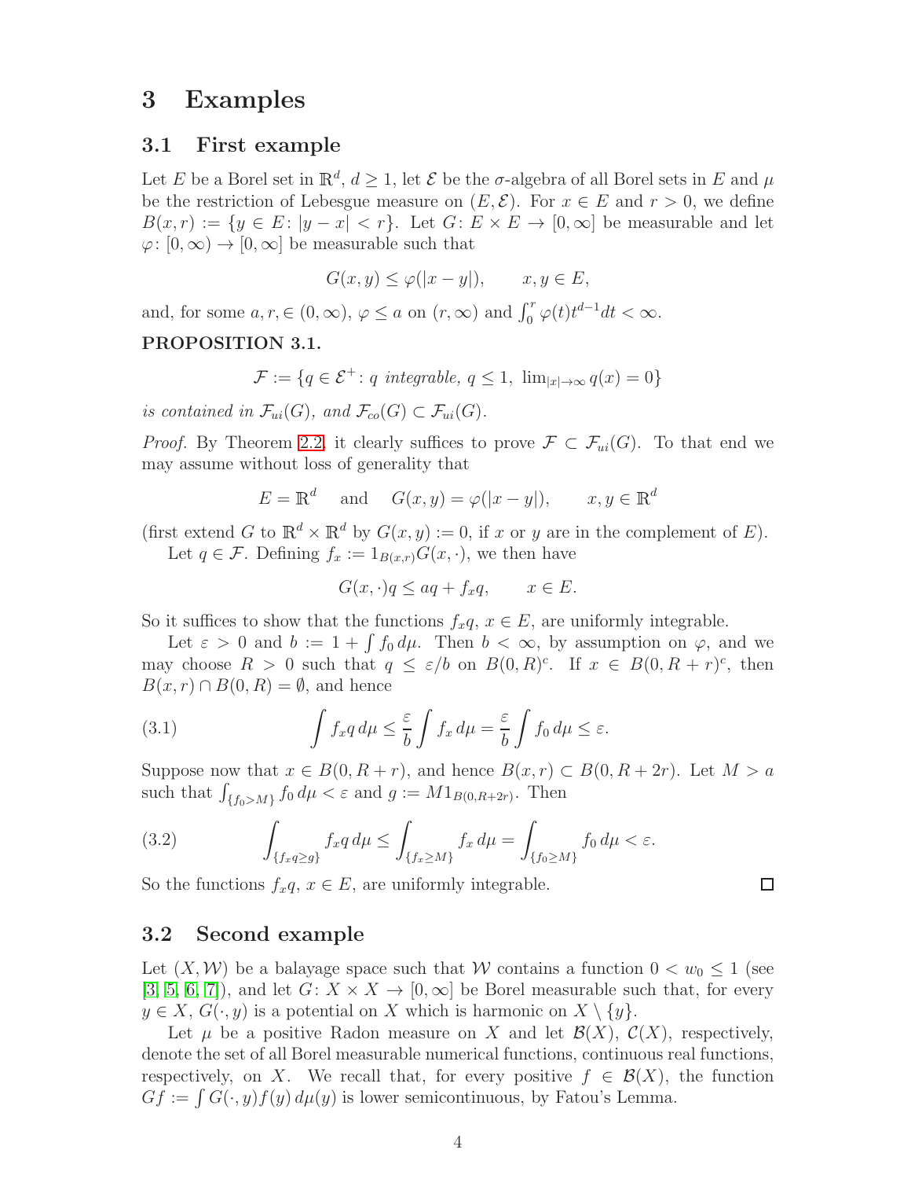# 3 Examples

## 3.1 First example

Let $E$ be a Borel set in $\mathbb{R}^d$, $d \geq 1$, let $\mathcal{E}$ be the $\sigma$-algebra of all Borel sets in $E$ and $\mu$ be the restriction of Lebesgue measure on $(E, \mathcal{E})$. For $x \in E$ and $r > 0$, we define $B(x,r) := \{y \in E : |y - x| < r\}$. Let $G \colon E \times E \to [0, \infty]$ be measurable and let $\varphi \colon [0, \infty) \to [0, \infty]$ be measurable such that

$$G(x,y) \leq \varphi(|x-y|), \qquad x, y \in E,$$

and, for some $a, r, \in (0, \infty)$, $\varphi \leq a$ on $(r, \infty)$ and $\int_0^r \varphi(t) t^{d-1} dt < \infty$.

**PROPOSITION 3.1.**

$$\mathcal{F} := \{q \in \mathcal{E}^+ : q \text{ integrable},\ q \leq 1,\ \lim_{|x| \to \infty} q(x) = 0\}$$

*is contained in* $\mathcal{F}_{ui}(G)$, *and* $\mathcal{F}_{co}(G) \subset \mathcal{F}_{ui}(G)$.

*Proof.* By Theorem 2.2, it clearly suffices to prove $\mathcal{F} \subset \mathcal{F}_{ui}(G)$. To that end we may assume without loss of generality that

$$E = \mathbb{R}^d \quad \text{and} \quad G(x,y) = \varphi(|x-y|), \qquad x, y \in \mathbb{R}^d$$

(first extend $G$ to $\mathbb{R}^d \times \mathbb{R}^d$ by $G(x,y) := 0$, if $x$ or $y$ are in the complement of $E$).

Let $q \in \mathcal{F}$. Defining $f_x := 1_{B(x,r)} G(x, \cdot)$, we then have

$$G(x, \cdot) q \leq aq + f_x q, \qquad x \in E.$$

So it suffices to show that the functions $f_x q$, $x \in E$, are uniformly integrable.

Let $\varepsilon > 0$ and $b := 1 + \int f_0 \, d\mu$. Then $b < \infty$, by assumption on $\varphi$, and we may choose $R > 0$ such that $q \leq \varepsilon / b$ on $B(0,R)^c$. If $x \in B(0, R+r)^c$, then $B(x,r) \cap B(0,R) = \emptyset$, and hence

$$\int f_x q \, d\mu \leq \frac{\varepsilon}{b} \int f_x \, d\mu = \frac{\varepsilon}{b} \int f_0 \, d\mu \leq \varepsilon. \tag{3.1}$$

Suppose now that $x \in B(0, R+r)$, and hence $B(x,r) \subset B(0, R+2r)$. Let $M > a$ such that $\int_{\{f_0 > M\}} f_0 \, d\mu < \varepsilon$ and $g := M 1_{B(0,R+2r)}$. Then

$$\int_{\{f_x q \geq g\}} f_x q \, d\mu \leq \int_{\{f_x \geq M\}} f_x \, d\mu = \int_{\{f_0 \geq M\}} f_0 \, d\mu < \varepsilon. \tag{3.2}$$

So the functions $f_x q$, $x \in E$, are uniformly integrable. $\square$

## 3.2 Second example

Let $(X, \mathcal{W})$ be a balayage space such that $\mathcal{W}$ contains a function $0 < w_0 \leq 1$ (see [3, 5, 6, 7]), and let $G \colon X \times X \to [0, \infty]$ be Borel measurable such that, for every $y \in X$, $G(\cdot, y)$ is a potential on $X$ which is harmonic on $X \setminus \{y\}$.

Let $\mu$ be a positive Radon measure on $X$ and let $\mathcal{B}(X)$, $\mathcal{C}(X)$, respectively, denote the set of all Borel measurable numerical functions, continuous real functions, respectively, on $X$. We recall that, for every positive $f \in \mathcal{B}(X)$, the function $Gf := \int G(\cdot, y) f(y) \, d\mu(y)$ is lower semicontinuous, by Fatou's Lemma.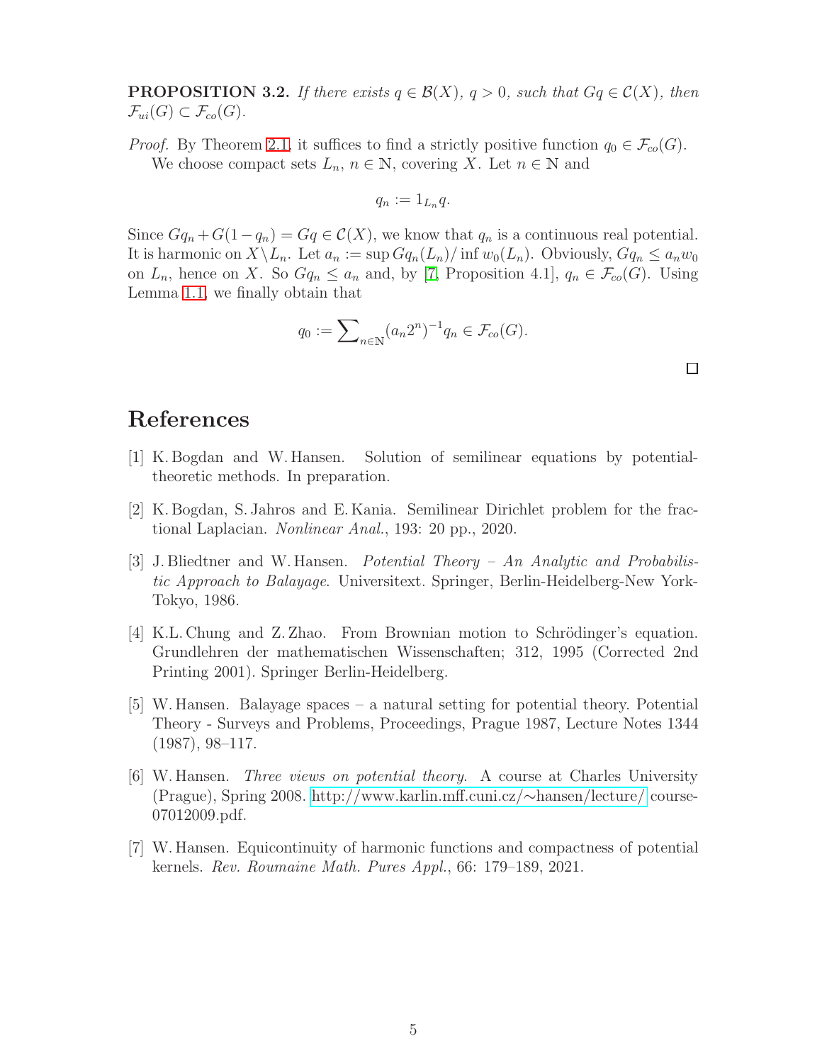**PROPOSITION 3.2.** *If there exists $q \in \mathcal{B}(X)$, $q > 0$, such that $Gq \in \mathcal{C}(X)$, then $\mathcal{F}_{ui}(G) \subset \mathcal{F}_{co}(G)$.*

*Proof.* By Theorem 2.1, it suffices to find a strictly positive function $q_0 \in \mathcal{F}_{co}(G)$.

We choose compact sets $L_n$, $n \in \mathbb{N}$, covering $X$. Let $n \in \mathbb{N}$ and

$$q_n := 1_{L_n} q.$$

Since $Gq_n + G(1 - q_n) = Gq \in \mathcal{C}(X)$, we know that $q_n$ is a continuous real potential. It is harmonic on $X \setminus L_n$. Let $a_n := \sup Gq_n(L_n) / \inf w_0(L_n)$. Obviously, $Gq_n \le a_n w_0$ on $L_n$, hence on $X$. So $Gq_n \le a_n$ and, by [7, Proposition 4.1], $q_n \in \mathcal{F}_{co}(G)$. Using Lemma 1.1, we finally obtain that

$$q_0 := \sum_{n \in \mathbb{N}} (a_n 2^n)^{-1} q_n \in \mathcal{F}_{co}(G).$$

□

## References

[1] K. Bogdan and W. Hansen. Solution of semilinear equations by potential-theoretic methods. In preparation.

[2] K. Bogdan, S. Jahros and E. Kania. Semilinear Dirichlet problem for the fractional Laplacian. *Nonlinear Anal.*, 193: 20 pp., 2020.

[3] J. Bliedtner and W. Hansen. *Potential Theory – An Analytic and Probabilistic Approach to Balayage*. Universitext. Springer, Berlin-Heidelberg-New York-Tokyo, 1986.

[4] K.L. Chung and Z. Zhao. From Brownian motion to Schrödinger's equation. Grundlehren der mathematischen Wissenschaften; 312, 1995 (Corrected 2nd Printing 2001). Springer Berlin-Heidelberg.

[5] W. Hansen. Balayage spaces – a natural setting for potential theory. Potential Theory - Surveys and Problems, Proceedings, Prague 1987, Lecture Notes 1344 (1987), 98–117.

[6] W. Hansen. *Three views on potential theory*. A course at Charles University (Prague), Spring 2008. http://www.karlin.mff.cuni.cz/∼hansen/lecture/ course-07012009.pdf.

[7] W. Hansen. Equicontinuity of harmonic functions and compactness of potential kernels. *Rev. Roumaine Math. Pures Appl.*, 66: 179–189, 2021.